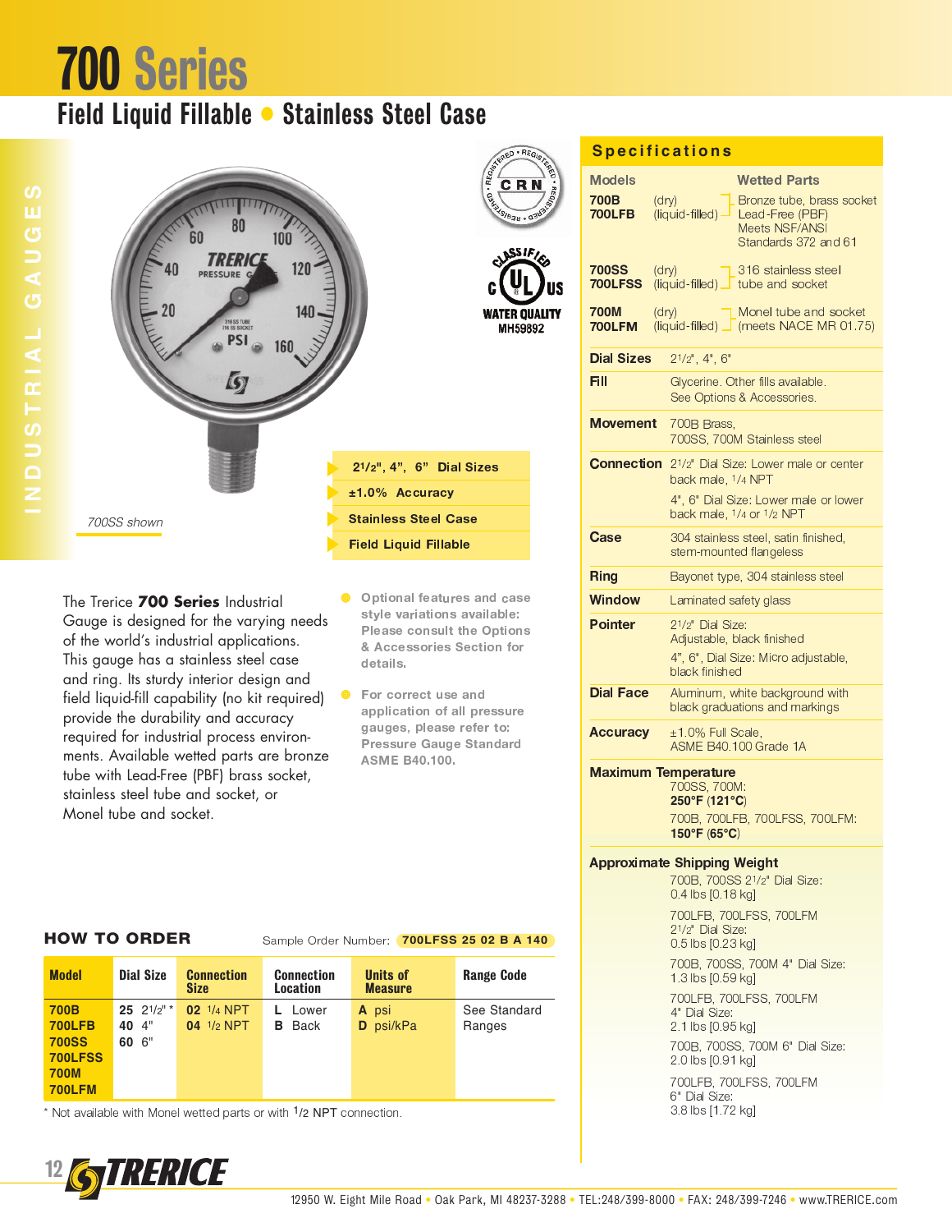# 700 Series

## Field Liquid Fillable • Stainless Steel Case

INDUSTRIAL GAUGES

CRN REGISTERED

CLASSIFIED c UL US WATER QUALITY MH59892

*700SS shown*

- 2½", 4", 6" Dial Sizes
- ±1.0% Accuracy
- Stainless Steel Case
- Field Liquid Fillable

The Trerice **700 Series** Industrial Gauge is designed for the varying needs of the world's industrial applications. This gauge has a stainless steel case and ring. Its sturdy interior design and field liquid-fill capability (no kit required) provide the durability and accuracy required for industrial process environments. Available wetted parts are bronze tube with Lead-Free (PBF) brass socket, stainless steel tube and socket, or Monel tube and socket.

- Optional features and case style variations available: Please consult the Options & Accessories Section for details.
- For correct use and application of all pressure gauges, please refer to: Pressure Gauge Standard ASME B40.100.

## Specifications

| Models | | Wetted Parts |
|---|---|---|
| **700B** | (dry) | Bronze tube, brass socket |
| **700LFB** | (liquid-filled) | Lead-Free (PBF) Meets NSF/ANSI Standards 372 and 61 |
| **700SS** | (dry) | 316 stainless steel tube and socket |
| **700LFSS** | (liquid-filled) | |
| **700M** | (dry) | Monel tube and socket (meets NACE MR 01.75) |
| **700LFM** | (liquid-filled) | |

**Dial Sizes** 2½", 4", 6"

**Fill** Glycerine. Other fills available. See Options & Accessories.

**Movement** 700B Brass, 700SS, 700M Stainless steel

**Connection** 2½" Dial Size: Lower male or center back male, ¼ NPT
4", 6" Dial Size: Lower male or lower back male, ¼ or ½ NPT

**Case** 304 stainless steel, satin finished, stem-mounted flangeless

**Ring** Bayonet type, 304 stainless steel

**Window** Laminated safety glass

**Pointer** 2½" Dial Size: Adjustable, black finished
4", 6", Dial Size: Micro adjustable, black finished

**Dial Face** Aluminum, white background with black graduations and markings

**Accuracy** ±1.0% Full Scale, ASME B40.100 Grade 1A

**Maximum Temperature**
700SS, 700M: **250°F (121°C)**
700B, 700LFB, 700LFSS, 700LFM: **150°F (65°C)**

**Approximate Shipping Weight**
700B, 700SS 2½" Dial Size: 0.4 lbs [0.18 kg]
700LFB, 700LFSS, 700LFM 2½" Dial Size: 0.5 lbs [0.23 kg]
700B, 700SS, 700M 4" Dial Size: 1.3 lbs [0.59 kg]
700LFB, 700LFSS, 700LFM 4" Dial Size: 2.1 lbs [0.95 kg]
700B, 700SS, 700M 6" Dial Size: 2.0 lbs [0.91 kg]
700LFB, 700LFSS, 700LFM 6" Dial Size: 3.8 lbs [1.72 kg]

## HOW TO ORDER

Sample Order Number: **700LFSS 25 02 B A 140**

| Model | Dial Size | Connection Size | Connection Location | Units of Measure | Range Code |
|---|---|---|---|---|---|
| **700B** **700LFB** **700SS** **700LFSS** **700M** **700LFM** | **25** 2½" * **40** 4" **60** 6" | **02** ¼ NPT **04** ½ NPT | **L** Lower **B** Back | **A** psi **D** psi/kPa | See Standard Ranges |

\* Not available with Monel wetted parts or with ½ NPT connection.

12950 W. Eight Mile Road • Oak Park, MI 48237-3288 • TEL:248/399-8000 • FAX: 248/399-7246 • www.TRERICE.com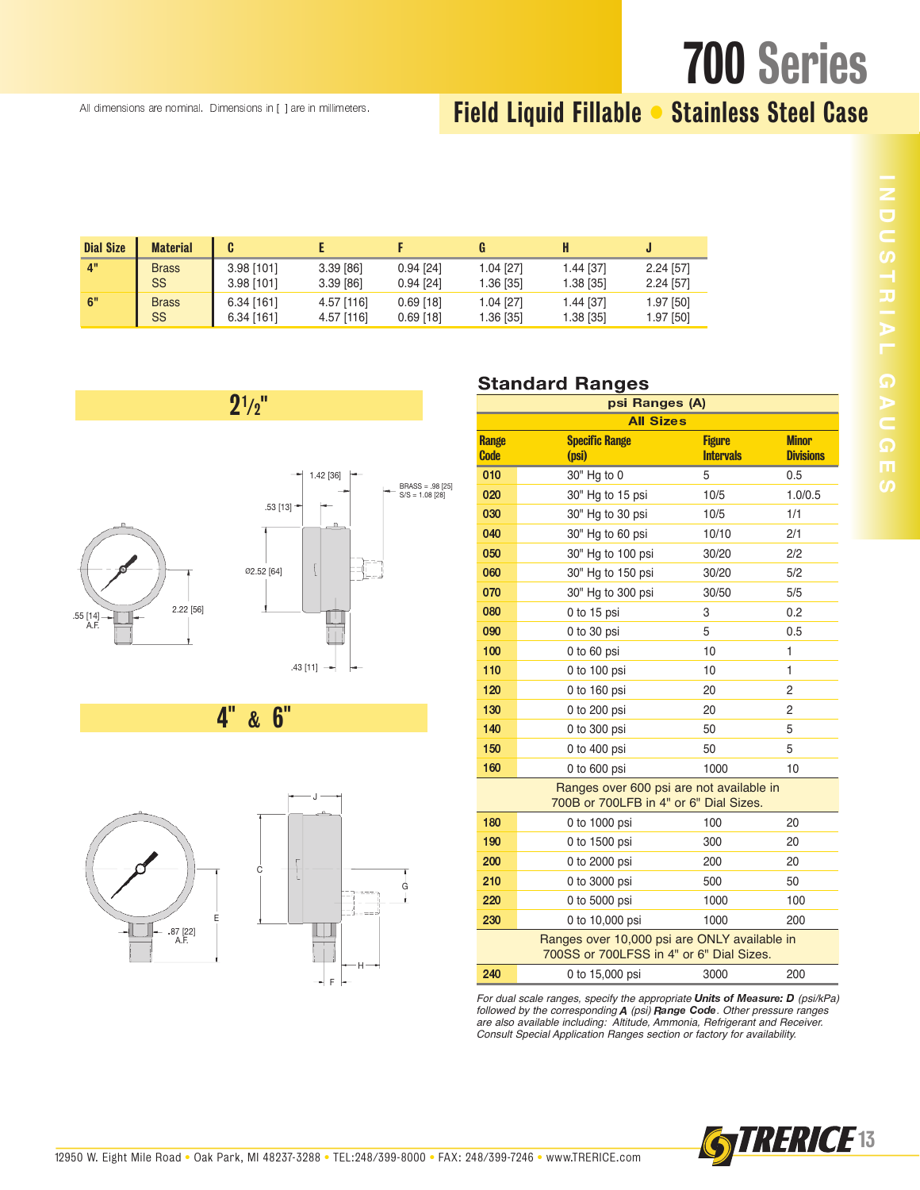# 700 Series

## Field Liquid Fillable • Stainless Steel Case

All dimensions are nominal. Dimensions in [ ] are in millimeters.

| Dial Size | Material | C | E | F | G | H | J |
|---|---|---|---|---|---|---|---|
| 4" | Brass | 3.98 [101] | 3.39 [86] | 0.94 [24] | 1.04 [27] | 1.44 [37] | 2.24 [57] |
| | SS | 3.98 [101] | 3.39 [86] | 0.94 [24] | 1.36 [35] | 1.38 [35] | 2.24 [57] |
| 6" | Brass | 6.34 [161] | 4.57 [116] | 0.69 [18] | 1.04 [27] | 1.44 [37] | 1.97 [50] |
| | SS | 6.34 [161] | 4.57 [116] | 0.69 [18] | 1.36 [35] | 1.38 [35] | 1.97 [50] |

### 2½"

1.42 [36]
BRASS = .98 [25]
S/S = 1.08 [28]
.53 [13]
Ø2.52 [64]
2.22 [56]
.55 [14] A.F.
.43 [11]

### 4" & 6"

J
C
G
E
.87 [22] A.F.
H
F

## Standard Ranges

| psi Ranges (A) | | | |
|---|---|---|---|
| **All Sizes** | | | |
| **Range Code** | **Specific Range (psi)** | **Figure Intervals** | **Minor Divisions** |
| 010 | 30" Hg to 0 | 5 | 0.5 |
| 020 | 30" Hg to 15 psi | 10/5 | 1.0/0.5 |
| 030 | 30" Hg to 30 psi | 10/5 | 1/1 |
| 040 | 30" Hg to 60 psi | 10/10 | 2/1 |
| 050 | 30" Hg to 100 psi | 30/20 | 2/2 |
| 060 | 30" Hg to 150 psi | 30/20 | 5/2 |
| 070 | 30" Hg to 300 psi | 30/50 | 5/5 |
| 080 | 0 to 15 psi | 3 | 0.2 |
| 090 | 0 to 30 psi | 5 | 0.5 |
| 100 | 0 to 60 psi | 10 | 1 |
| 110 | 0 to 100 psi | 10 | 1 |
| 120 | 0 to 160 psi | 20 | 2 |
| 130 | 0 to 200 psi | 20 | 2 |
| 140 | 0 to 300 psi | 50 | 5 |
| 150 | 0 to 400 psi | 50 | 5 |
| 160 | 0 to 600 psi | 1000 | 10 |
| Ranges over 600 psi are not available in 700B or 700LFB in 4" or 6" Dial Sizes. | | | |
| 180 | 0 to 1000 psi | 100 | 20 |
| 190 | 0 to 1500 psi | 300 | 20 |
| 200 | 0 to 2000 psi | 200 | 20 |
| 210 | 0 to 3000 psi | 500 | 50 |
| 220 | 0 to 5000 psi | 1000 | 100 |
| 230 | 0 to 10,000 psi | 1000 | 200 |
| Ranges over 10,000 psi are ONLY available in 700SS or 700LFSS in 4" or 6" Dial Sizes. | | | |
| 240 | 0 to 15,000 psi | 3000 | 200 |

*For dual scale ranges, specify the appropriate **Units of Measure: D** (psi/kPa) followed by the corresponding **A** (psi) **Range Code**. Other pressure ranges are also available including: Altitude, Ammonia, Refrigerant and Receiver. Consult Special Application Ranges section or factory for availability.*

INDUSTRIAL GAUGES

12950 W. Eight Mile Road • Oak Park, MI 48237-3288 • TEL:248/399-8000 • FAX: 248/399-7246 • www.TRERICE.com